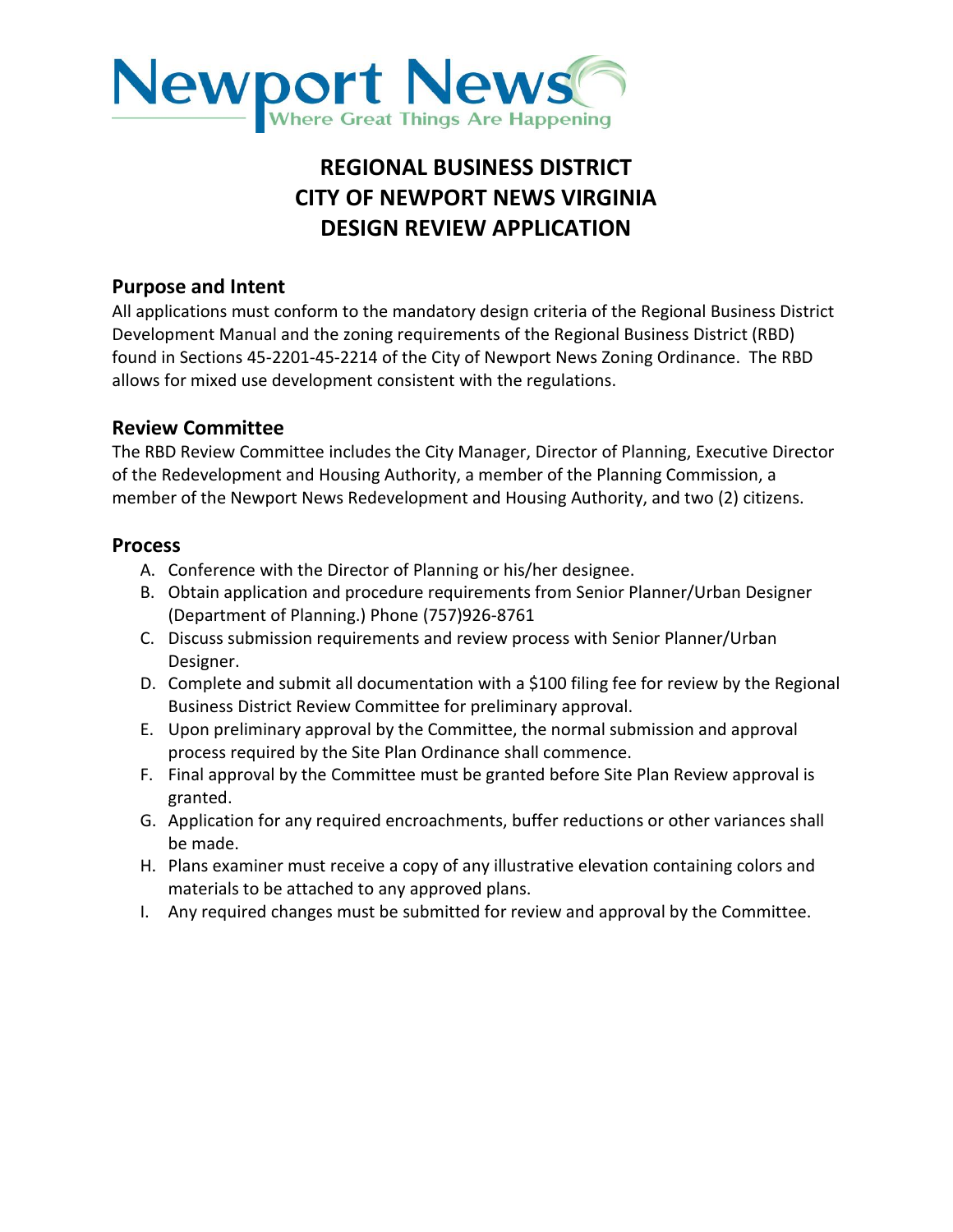Newport News

Where Great Things Are Happening

# REGIONAL BUSINESS DISTRICT
# CITY OF NEWPORT NEWS VIRGINIA
# DESIGN REVIEW APPLICATION

## Purpose and Intent

All applications must conform to the mandatory design criteria of the Regional Business District Development Manual and the zoning requirements of the Regional Business District (RBD) found in Sections 45-2201-45-2214 of the City of Newport News Zoning Ordinance. The RBD allows for mixed use development consistent with the regulations.

## Review Committee

The RBD Review Committee includes the City Manager, Director of Planning, Executive Director of the Redevelopment and Housing Authority, a member of the Planning Commission, a member of the Newport News Redevelopment and Housing Authority, and two (2) citizens.

## Process

A. Conference with the Director of Planning or his/her designee.
B. Obtain application and procedure requirements from Senior Planner/Urban Designer (Department of Planning.) Phone (757)926-8761
C. Discuss submission requirements and review process with Senior Planner/Urban Designer.
D. Complete and submit all documentation with a $100 filing fee for review by the Regional Business District Review Committee for preliminary approval.
E. Upon preliminary approval by the Committee, the normal submission and approval process required by the Site Plan Ordinance shall commence.
F. Final approval by the Committee must be granted before Site Plan Review approval is granted.
G. Application for any required encroachments, buffer reductions or other variances shall be made.
H. Plans examiner must receive a copy of any illustrative elevation containing colors and materials to be attached to any approved plans.
I. Any required changes must be submitted for review and approval by the Committee.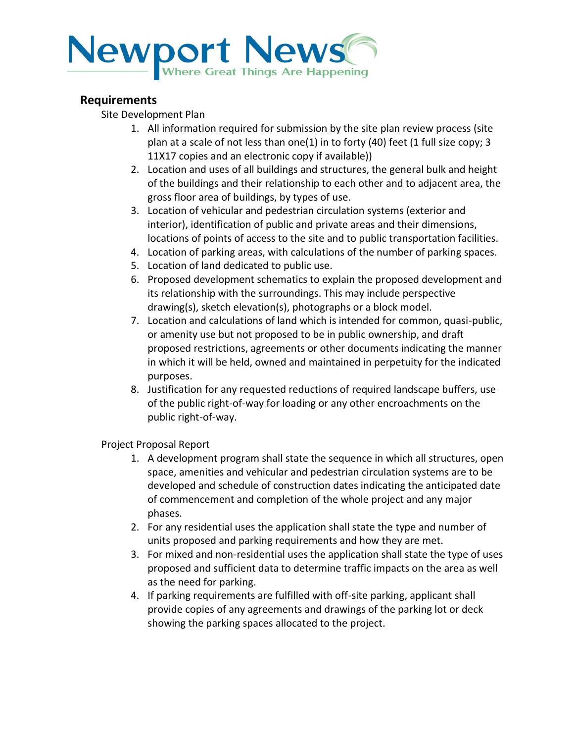## Requirements

Site Development Plan

1. All information required for submission by the site plan review process (site plan at a scale of not less than one(1) in to forty (40) feet (1 full size copy; 3 11X17 copies and an electronic copy if available))
2. Location and uses of all buildings and structures, the general bulk and height of the buildings and their relationship to each other and to adjacent area, the gross floor area of buildings, by types of use.
3. Location of vehicular and pedestrian circulation systems (exterior and interior), identification of public and private areas and their dimensions, locations of points of access to the site and to public transportation facilities.
4. Location of parking areas, with calculations of the number of parking spaces.
5. Location of land dedicated to public use.
6. Proposed development schematics to explain the proposed development and its relationship with the surroundings. This may include perspective drawing(s), sketch elevation(s), photographs or a block model.
7. Location and calculations of land which is intended for common, quasi-public, or amenity use but not proposed to be in public ownership, and draft proposed restrictions, agreements or other documents indicating the manner in which it will be held, owned and maintained in perpetuity for the indicated purposes.
8. Justification for any requested reductions of required landscape buffers, use of the public right-of-way for loading or any other encroachments on the public right-of-way.

Project Proposal Report

1. A development program shall state the sequence in which all structures, open space, amenities and vehicular and pedestrian circulation systems are to be developed and schedule of construction dates indicating the anticipated date of commencement and completion of the whole project and any major phases.
2. For any residential uses the application shall state the type and number of units proposed and parking requirements and how they are met.
3. For mixed and non-residential uses the application shall state the type of uses proposed and sufficient data to determine traffic impacts on the area as well as the need for parking.
4. If parking requirements are fulfilled with off-site parking, applicant shall provide copies of any agreements and drawings of the parking lot or deck showing the parking spaces allocated to the project.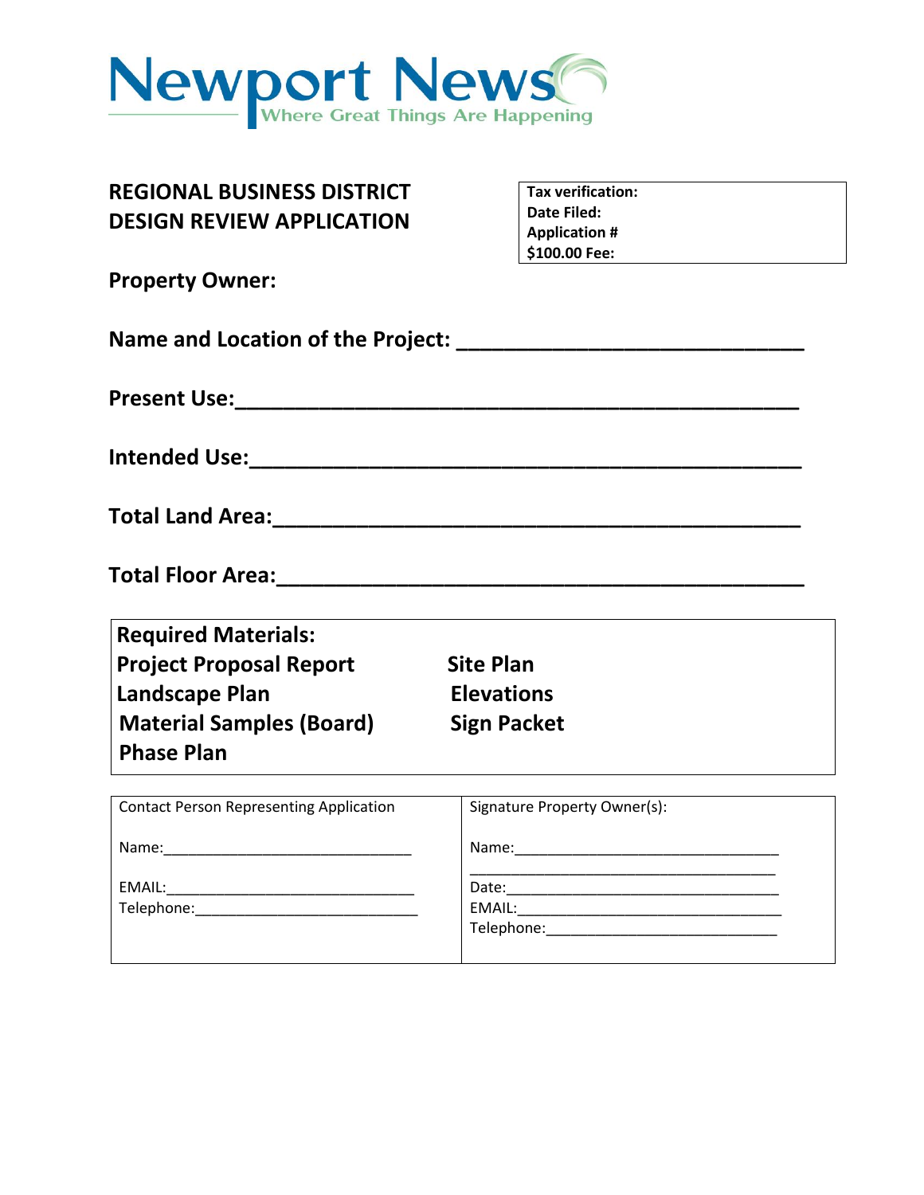Newport News
Where Great Things Are Happening

## REGIONAL BUSINESS DISTRICT DESIGN REVIEW APPLICATION

**Tax verification:**
**Date Filed:**
**Application #**
**$100.00 Fee:**

**Property Owner:**

**Name and Location of the Project:** ______________________________

**Present Use:**______________________________________________

**Intended Use:**_____________________________________________

**Total Land Area:**___________________________________________

**Total Floor Area:**__________________________________________

| | |
|---|---|
| **Required Materials:** | |
| **Project Proposal Report** | **Site Plan** |
| **Landscape Plan** | **Elevations** |
| **Material Samples (Board)** | **Sign Packet** |
| **Phase Plan** | |

| Contact Person Representing Application | Signature Property Owner(s): |
|---|---|
| Name:______________________________ | Name:________________________________ |
| | ____________________________________ |
| EMAIL:_____________________________ | Date:_________________________________ |
| Telephone:__________________________ | EMAIL:_______________________________ |
| | Telephone:____________________________ |